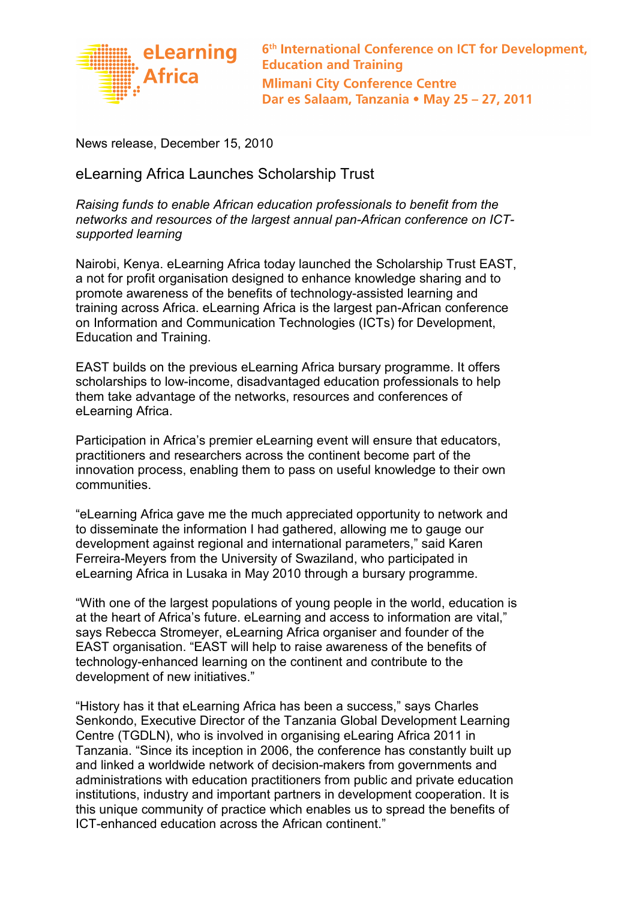eLearning Africa

**6th International Conference on ICT for Development, Education and Training**
**Mlimani City Conference Centre**
**Dar es Salaam, Tanzania • May 25 – 27, 2011**

News release, December 15, 2010

## eLearning Africa Launches Scholarship Trust

*Raising funds to enable African education professionals to benefit from the networks and resources of the largest annual pan-African conference on ICT-supported learning*

Nairobi, Kenya. eLearning Africa today launched the Scholarship Trust EAST, a not for profit organisation designed to enhance knowledge sharing and to promote awareness of the benefits of technology-assisted learning and training across Africa. eLearning Africa is the largest pan-African conference on Information and Communication Technologies (ICTs) for Development, Education and Training.

EAST builds on the previous eLearning Africa bursary programme. It offers scholarships to low-income, disadvantaged education professionals to help them take advantage of the networks, resources and conferences of eLearning Africa.

Participation in Africa's premier eLearning event will ensure that educators, practitioners and researchers across the continent become part of the innovation process, enabling them to pass on useful knowledge to their own communities.

"eLearning Africa gave me the much appreciated opportunity to network and to disseminate the information I had gathered, allowing me to gauge our development against regional and international parameters," said Karen Ferreira-Meyers from the University of Swaziland, who participated in eLearning Africa in Lusaka in May 2010 through a bursary programme.

"With one of the largest populations of young people in the world, education is at the heart of Africa's future. eLearning and access to information are vital," says Rebecca Stromeyer, eLearning Africa organiser and founder of the EAST organisation. "EAST will help to raise awareness of the benefits of technology-enhanced learning on the continent and contribute to the development of new initiatives."

"History has it that eLearning Africa has been a success," says Charles Senkondo, Executive Director of the Tanzania Global Development Learning Centre (TGDLN), who is involved in organising eLearing Africa 2011 in Tanzania. "Since its inception in 2006, the conference has constantly built up and linked a worldwide network of decision-makers from governments and administrations with education practitioners from public and private education institutions, industry and important partners in development cooperation. It is this unique community of practice which enables us to spread the benefits of ICT-enhanced education across the African continent."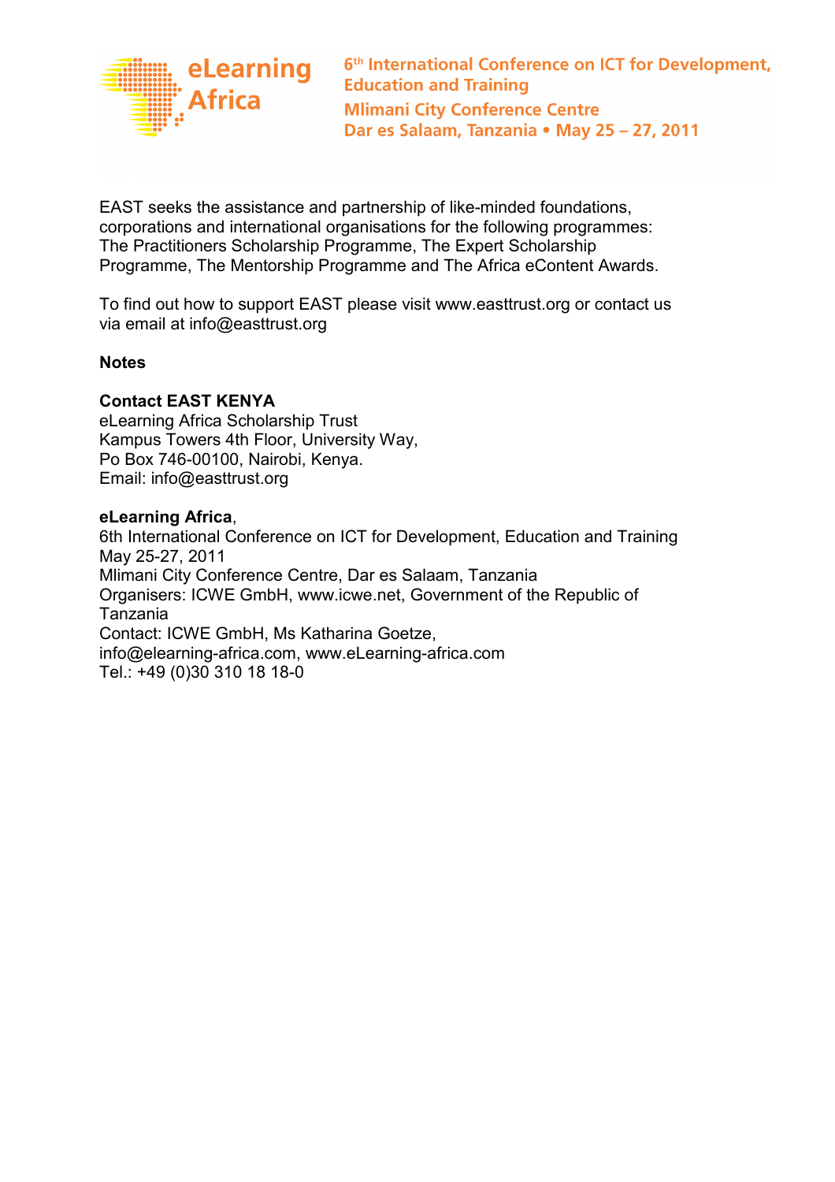EAST seeks the assistance and partnership of like-minded foundations, corporations and international organisations for the following programmes: The Practitioners Scholarship Programme, The Expert Scholarship Programme, The Mentorship Programme and The Africa eContent Awards.

To find out how to support EAST please visit www.easttrust.org or contact us via email at info@easttrust.org

**Notes**

**Contact EAST KENYA**
eLearning Africa Scholarship Trust
Kampus Towers 4th Floor, University Way,
Po Box 746-00100, Nairobi, Kenya.
Email: info@easttrust.org

**eLearning Africa**,
6th International Conference on ICT for Development, Education and Training
May 25-27, 2011
Mlimani City Conference Centre, Dar es Salaam, Tanzania
Organisers: ICWE GmbH, www.icwe.net, Government of the Republic of Tanzania
Contact: ICWE GmbH, Ms Katharina Goetze,
info@elearning-africa.com, www.eLearning-africa.com
Tel.: +49 (0)30 310 18 18-0